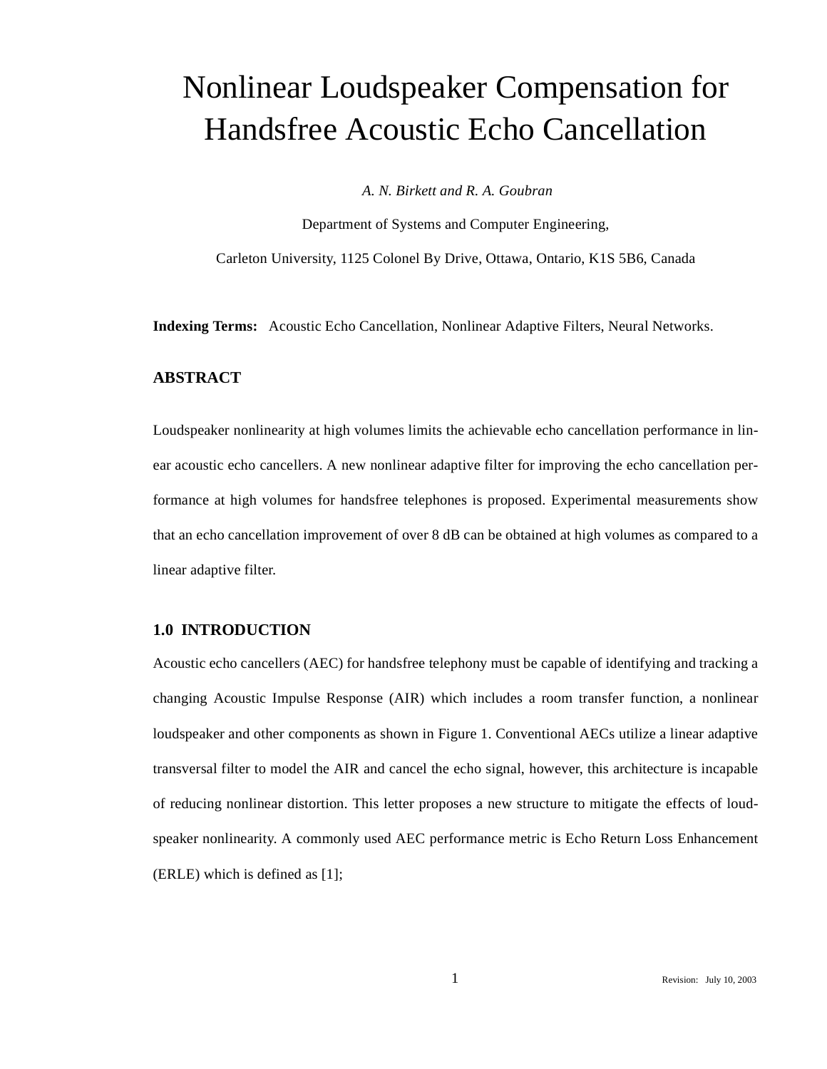# Nonlinear Loudspeaker Compensation for Handsfree Acoustic Echo Cancellation

*A. N. Birkett and R. A. Goubran*

Department of Systems and Computer Engineering,

Carleton University, 1125 Colonel By Drive, Ottawa, Ontario, K1S 5B6, Canada

**Indexing Terms:** Acoustic Echo Cancellation, Nonlinear Adaptive Filters, Neural Networks.

## ABSTRACT

Loudspeaker nonlinearity at high volumes limits the achievable echo cancellation performance in linear acoustic echo cancellers. A new nonlinear adaptive filter for improving the echo cancellation performance at high volumes for handsfree telephones is proposed. Experimental measurements show that an echo cancellation improvement of over 8 dB can be obtained at high volumes as compared to a linear adaptive filter.

## 1.0 INTRODUCTION

Acoustic echo cancellers (AEC) for handsfree telephony must be capable of identifying and tracking a changing Acoustic Impulse Response (AIR) which includes a room transfer function, a nonlinear loudspeaker and other components as shown in Figure 1. Conventional AECs utilize a linear adaptive transversal filter to model the AIR and cancel the echo signal, however, this architecture is incapable of reducing nonlinear distortion. This letter proposes a new structure to mitigate the effects of loudspeaker nonlinearity. A commonly used AEC performance metric is Echo Return Loss Enhancement (ERLE) which is defined as [1];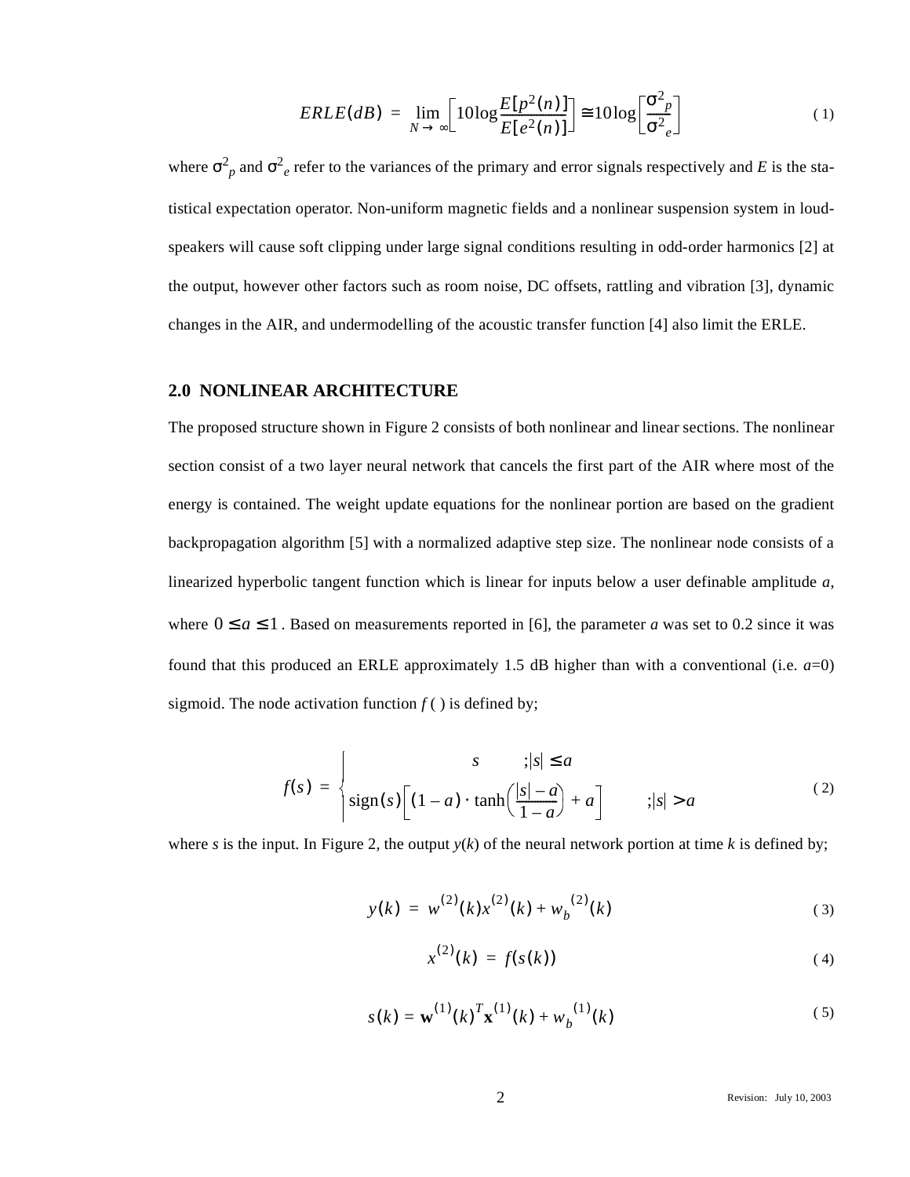$$ERLE(dB) = \lim_{N \to \infty}\left[10\log\frac{E[p^2(n)]}{E[e^2(n)]}\right] \cong 10\log\left[\frac{\sigma^2_p}{\sigma^2_e}\right] \tag{1}$$

where $\sigma^2_p$ and $\sigma^2_e$ refer to the variances of the primary and error signals respectively and *E* is the statistical expectation operator. Non-uniform magnetic fields and a nonlinear suspension system in loudspeakers will cause soft clipping under large signal conditions resulting in odd-order harmonics [2] at the output, however other factors such as room noise, DC offsets, rattling and vibration [3], dynamic changes in the AIR, and undermodelling of the acoustic transfer function [4] also limit the ERLE.

## 2.0 NONLINEAR ARCHITECTURE

The proposed structure shown in Figure 2 consists of both nonlinear and linear sections. The nonlinear section consist of a two layer neural network that cancels the first part of the AIR where most of the energy is contained. The weight update equations for the nonlinear portion are based on the gradient backpropagation algorithm [5] with a normalized adaptive step size. The nonlinear node consists of a linearized hyperbolic tangent function which is linear for inputs below a user definable amplitude *a*, where $0 \le a \le 1$. Based on measurements reported in [6], the parameter *a* was set to 0.2 since it was found that this produced an ERLE approximately 1.5 dB higher than with a conventional (i.e. *a*=0) sigmoid. The node activation function *f* ( ) is defined by;

$$f(s) = \begin{cases} s & ;|s| \le a \\ \operatorname{sign}(s)\left[(1-a)\cdot\tanh\left(\frac{|s|-a}{1-a}\right)+a\right] & ;|s| > a \end{cases} \tag{2}$$

where *s* is the input. In Figure 2, the output $y(k)$ of the neural network portion at time *k* is defined by;

$$y(k) = w^{(2)}(k)x^{(2)}(k) + w_b^{(2)}(k) \tag{3}$$

$$x^{(2)}(k) = f(s(k)) \tag{4}$$

$$s(k) = \mathbf{w}^{(1)}(k)^T\mathbf{x}^{(1)}(k) + w_b^{(1)}(k) \tag{5}$$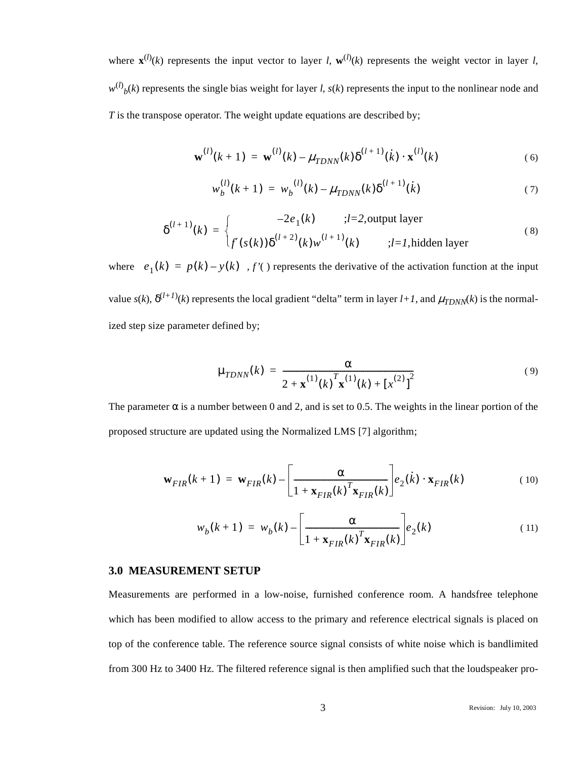where $\mathbf{x}^{(l)}(k)$ represents the input vector to layer $l$, $\mathbf{w}^{(l)}(k)$ represents the weight vector in layer $l$, $w^{(l)}{}_b(k)$ represents the single bias weight for layer $l$, $s(k)$ represents the input to the nonlinear node and $T$ is the transpose operator. The weight update equations are described by;

$$\mathbf{w}^{(l)}(k+1) = \mathbf{w}^{(l)}(k) - \mu_{TDNN}(k)\delta^{(l+1)}(\dot{k}) \cdot \mathbf{x}^{(l)}(k) \tag{6}$$

$$w_b^{(l)}(k+1) = w_b{}^{(l)}(k) - \mu_{TDNN}(k)\delta^{(l+1)}(\dot{k}) \tag{7}$$

$$\delta^{(l+1)}(k) = \begin{cases} -2e_1(k) & ;l=2, \text{output layer} \\ f'(s(k))\delta^{(l+2)}(k)w^{(l+1)}(k) & ;l=1, \text{hidden layer} \end{cases} \tag{8}$$

where $e_1(k) = p(k) - y(k)$ , $f'(\ )$ represents the derivative of the activation function at the input value $s(k)$, $\delta^{(l+1)}(k)$ represents the local gradient "delta" term in layer $l+1$, and $\mu_{TDNN}(k)$ is the normalized step size parameter defined by;

$$\mu_{TDNN}(k) = \frac{\alpha}{2 + \mathbf{x}^{(1)}(k)^T\mathbf{x}^{(1)}(k) + [x^{(2)}]^2} \tag{9}$$

The parameter $\alpha$ is a number between 0 and 2, and is set to 0.5. The weights in the linear portion of the proposed structure are updated using the Normalized LMS [7] algorithm;

$$\mathbf{w}_{FIR}(k+1) = \mathbf{w}_{FIR}(k) - \left[\frac{\alpha}{1 + \mathbf{x}_{FIR}(k)^T\mathbf{x}_{FIR}(k)}\right]e_2(\dot{k}) \cdot \mathbf{x}_{FIR}(k) \tag{10}$$

$$w_b(k+1) = w_b(k) - \left[\frac{\alpha}{1 + \mathbf{x}_{FIR}(k)^T\mathbf{x}_{FIR}(k)}\right]e_2(k) \tag{11}$$

## 3.0 MEASUREMENT SETUP

Measurements are performed in a low-noise, furnished conference room. A handsfree telephone which has been modified to allow access to the primary and reference electrical signals is placed on top of the conference table. The reference source signal consists of white noise which is bandlimited from 300 Hz to 3400 Hz. The filtered reference signal is then amplified such that the loudspeaker pro-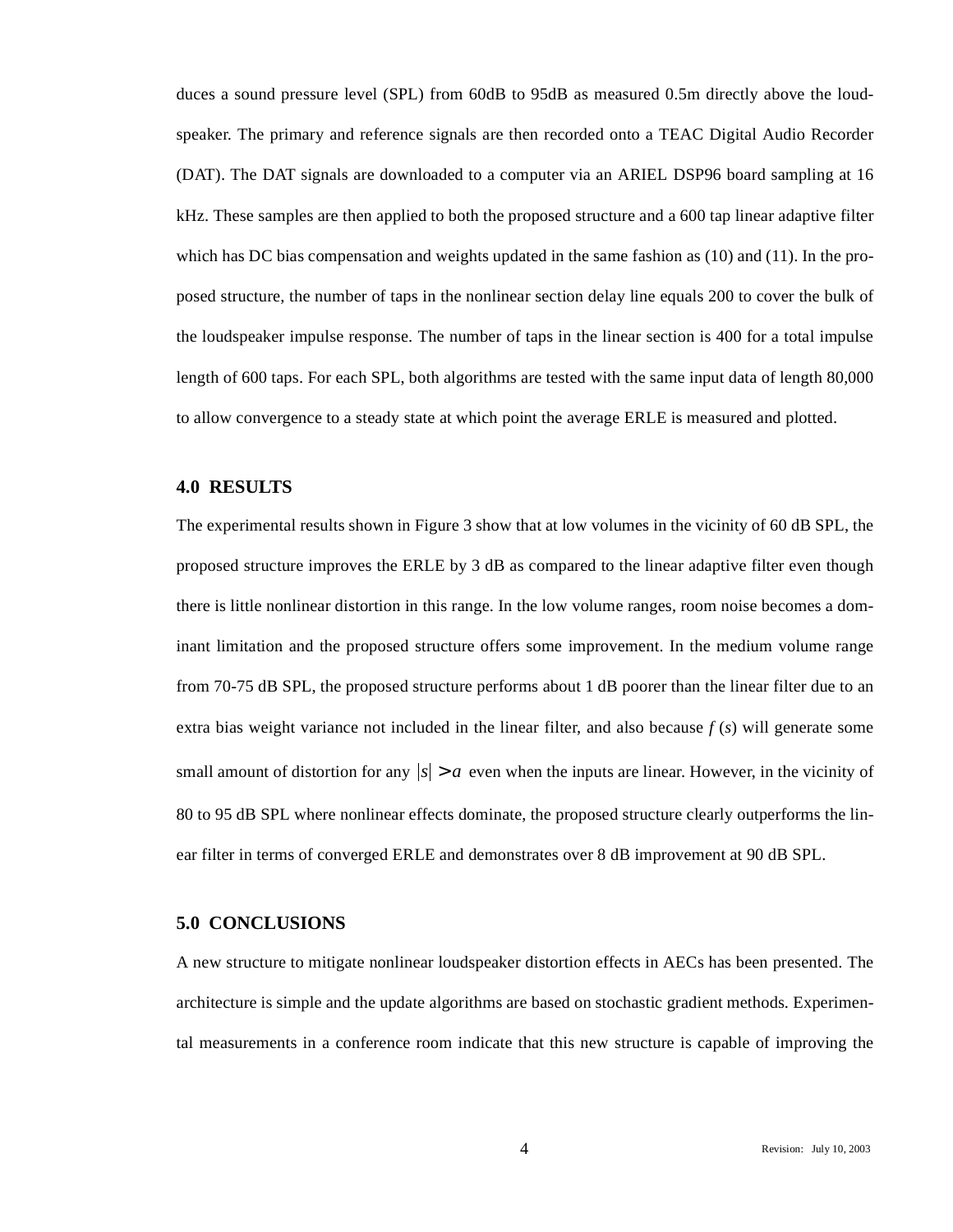duces a sound pressure level (SPL) from 60dB to 95dB as measured 0.5m directly above the loudspeaker. The primary and reference signals are then recorded onto a TEAC Digital Audio Recorder (DAT). The DAT signals are downloaded to a computer via an ARIEL DSP96 board sampling at 16 kHz. These samples are then applied to both the proposed structure and a 600 tap linear adaptive filter which has DC bias compensation and weights updated in the same fashion as (10) and (11). In the proposed structure, the number of taps in the nonlinear section delay line equals 200 to cover the bulk of the loudspeaker impulse response. The number of taps in the linear section is 400 for a total impulse length of 600 taps. For each SPL, both algorithms are tested with the same input data of length 80,000 to allow convergence to a steady state at which point the average ERLE is measured and plotted.

## 4.0 RESULTS

The experimental results shown in Figure 3 show that at low volumes in the vicinity of 60 dB SPL, the proposed structure improves the ERLE by 3 dB as compared to the linear adaptive filter even though there is little nonlinear distortion in this range. In the low volume ranges, room noise becomes a dominant limitation and the proposed structure offers some improvement. In the medium volume range from 70-75 dB SPL, the proposed structure performs about 1 dB poorer than the linear filter due to an extra bias weight variance not included in the linear filter, and also because $f(s)$ will generate some small amount of distortion for any $|s| > a$ even when the inputs are linear. However, in the vicinity of 80 to 95 dB SPL where nonlinear effects dominate, the proposed structure clearly outperforms the linear filter in terms of converged ERLE and demonstrates over 8 dB improvement at 90 dB SPL.

## 5.0 CONCLUSIONS

A new structure to mitigate nonlinear loudspeaker distortion effects in AECs has been presented. The architecture is simple and the update algorithms are based on stochastic gradient methods. Experimental measurements in a conference room indicate that this new structure is capable of improving the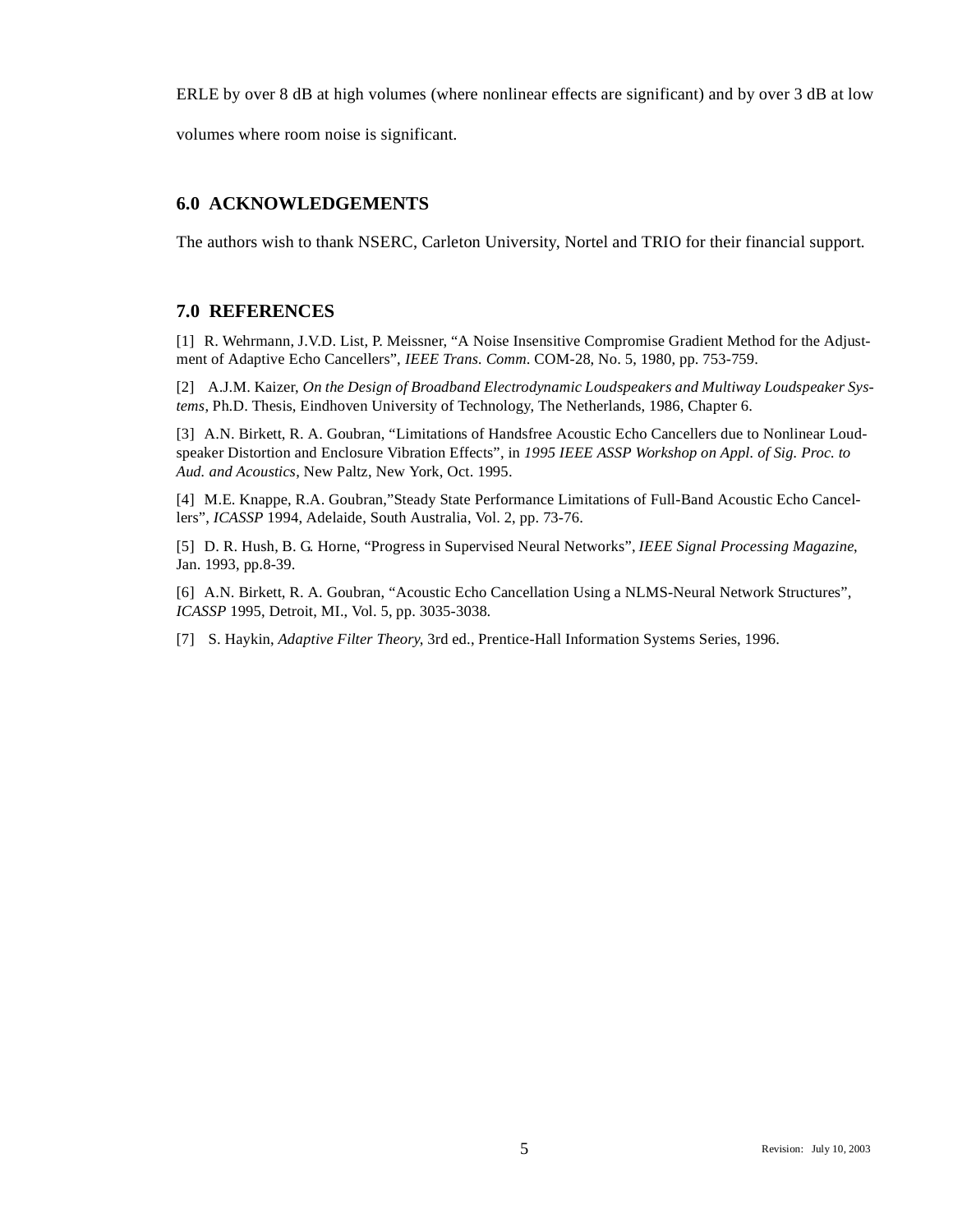ERLE by over 8 dB at high volumes (where nonlinear effects are significant) and by over 3 dB at low volumes where room noise is significant.

## 6.0 ACKNOWLEDGEMENTS

The authors wish to thank NSERC, Carleton University, Nortel and TRIO for their financial support.

## 7.0 REFERENCES

[1] R. Wehrmann, J.V.D. List, P. Meissner, “A Noise Insensitive Compromise Gradient Method for the Adjustment of Adaptive Echo Cancellers”, *IEEE Trans. Comm*. COM-28, No. 5, 1980, pp. 753-759.

[2] A.J.M. Kaizer, *On the Design of Broadband Electrodynamic Loudspeakers and Multiway Loudspeaker Systems*, Ph.D. Thesis, Eindhoven University of Technology, The Netherlands, 1986, Chapter 6.

[3] A.N. Birkett, R. A. Goubran, “Limitations of Handsfree Acoustic Echo Cancellers due to Nonlinear Loudspeaker Distortion and Enclosure Vibration Effects”, in *1995 IEEE ASSP Workshop on Appl. of Sig. Proc. to Aud. and Acoustics*, New Paltz, New York, Oct. 1995.

[4] M.E. Knappe, R.A. Goubran,”Steady State Performance Limitations of Full-Band Acoustic Echo Cancellers”, *ICASSP* 1994, Adelaide, South Australia, Vol. 2, pp. 73-76.

[5] D. R. Hush, B. G. Horne, “Progress in Supervised Neural Networks”, *IEEE Signal Processing Magazine*, Jan. 1993, pp.8-39.

[6] A.N. Birkett, R. A. Goubran, “Acoustic Echo Cancellation Using a NLMS-Neural Network Structures”, *ICASSP* 1995, Detroit, MI., Vol. 5, pp. 3035-3038.

[7] S. Haykin, *Adaptive Filter Theory*, 3rd ed., Prentice-Hall Information Systems Series, 1996.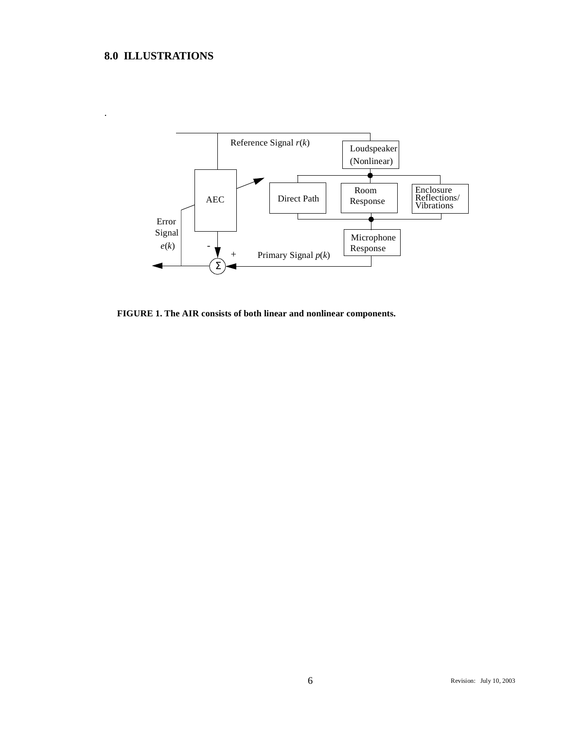## 8.0 ILLUSTRATIONS

Reference Signal $r(k)$

Loudspeaker (Nonlinear)

AEC

Direct Path

Room Response

Enclosure Reflections/ Vibrations

Microphone Response

Error Signal $e(k)$

-

+

Primary Signal $p(k)$

Σ

**FIGURE 1. The AIR consists of both linear and nonlinear components.**

Revision: July 10, 2003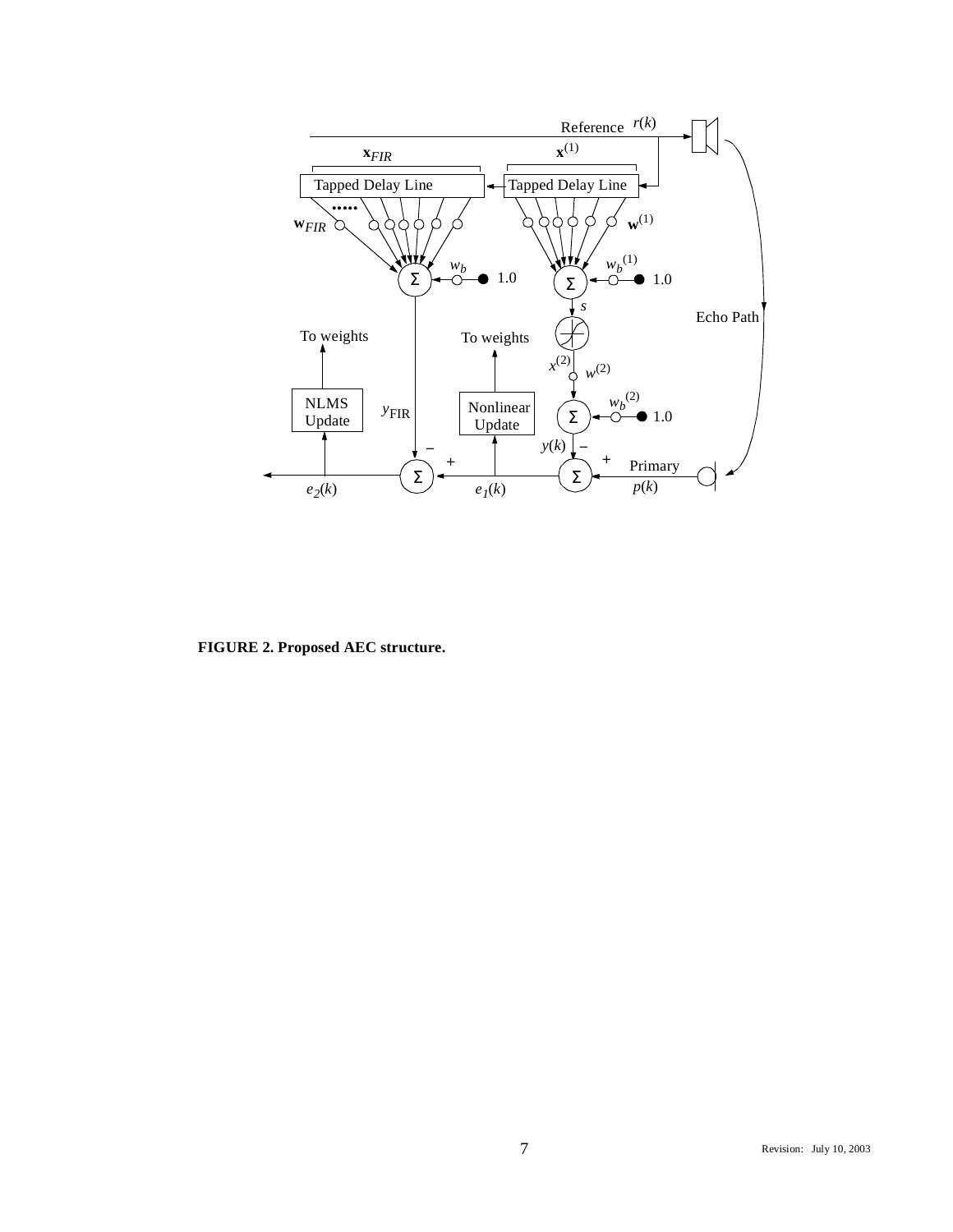Reference $r(k)$

$\mathbf{x}_{FIR}$

$\mathbf{x}^{(1)}$

Tapped Delay Line

Tapped Delay Line

$\mathbf{w}_{FIR}$

$\mathbf{w}^{(1)}$

$w_b$

1.0

$w_b^{(1)}$

1.0

$s$

Echo Path

To weights

To weights

$x^{(2)}$

$w^{(2)}$

NLMS Update

$y_{\text{FIR}}$

Nonlinear Update

$w_b^{(2)}$

1.0

$y(k)$

Primary

$p(k)$

$e_2(k)$

$e_1(k)$

**FIGURE 2. Proposed AEC structure.**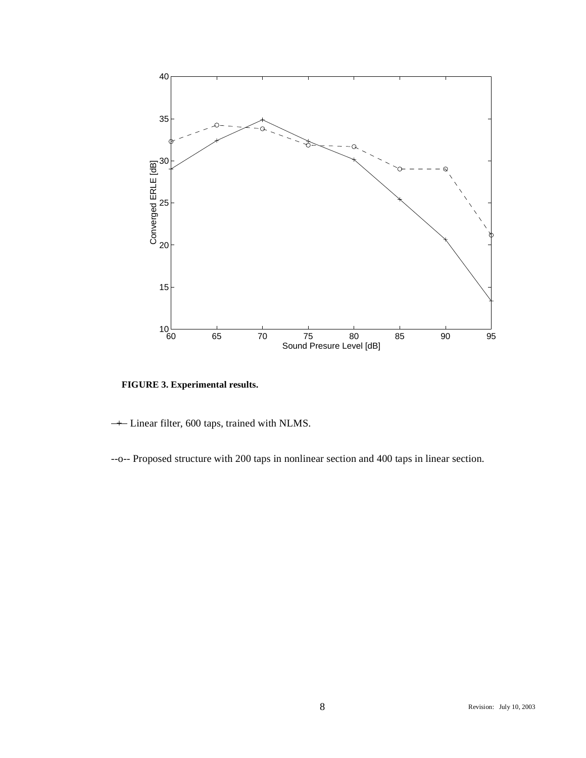40

35

30

25

20

15

10

60 65 70 75 80 85 90 95

Converged ERLE [dB]

Sound Presure Level [dB]

**FIGURE 3. Experimental results.**

—+— Linear filter, 600 taps, trained with NLMS.

--o-- Proposed structure with 200 taps in nonlinear section and 400 taps in linear section.